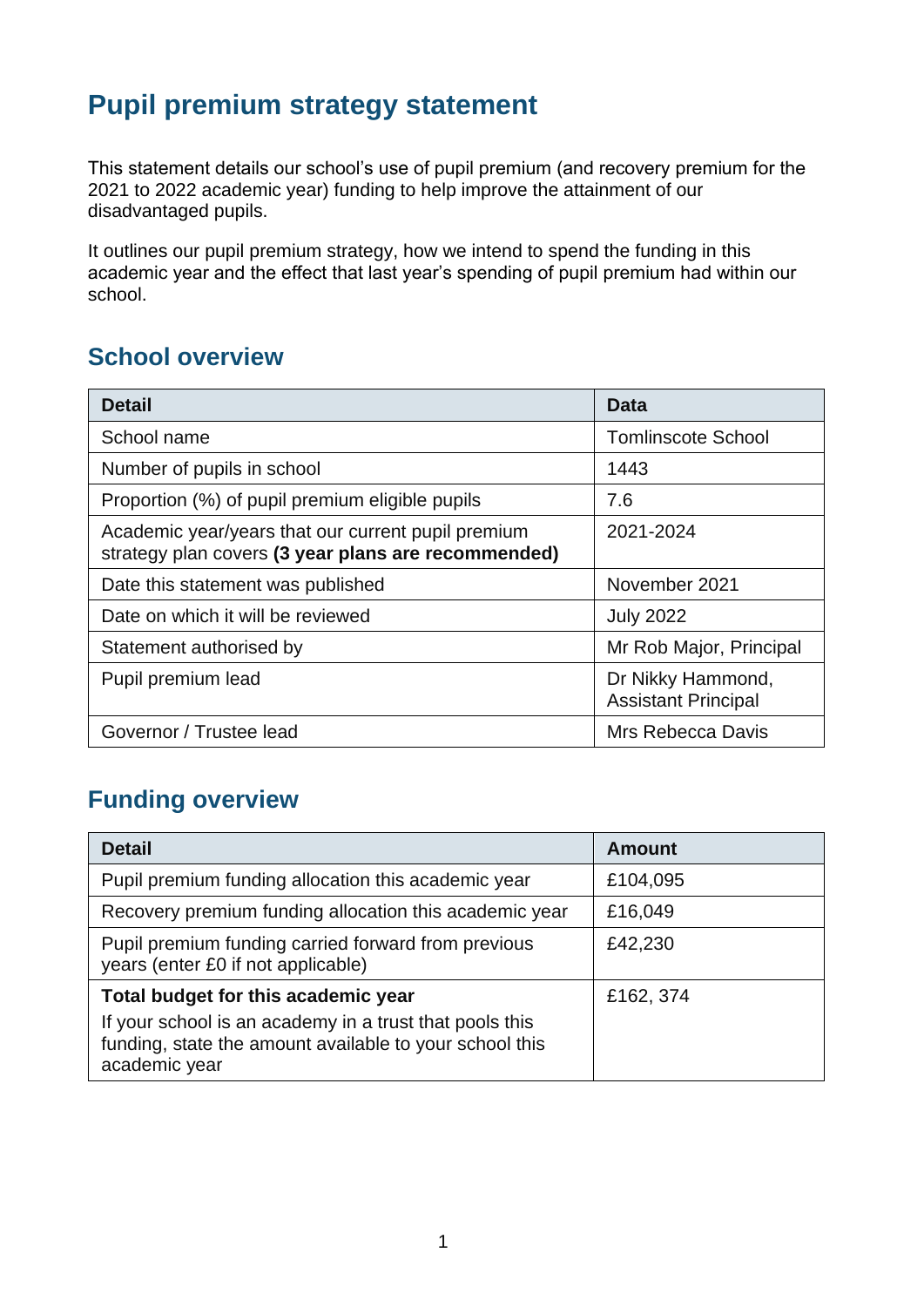# Pupil premium strategy statement

This statement details our school's use of pupil premium (and recovery premium for the 2021 to 2022 academic year) funding to help improve the attainment of our disadvantaged pupils.

It outlines our pupil premium strategy, how we intend to spend the funding in this academic year and the effect that last year's spending of pupil premium had within our school.

## School overview

| Detail | Data |
|---|---|
| School name | Tomlinscote School |
| Number of pupils in school | 1443 |
| Proportion (%) of pupil premium eligible pupils | 7.6 |
| Academic year/years that our current pupil premium strategy plan covers **(3 year plans are recommended)** | 2021-2024 |
| Date this statement was published | November 2021 |
| Date on which it will be reviewed | July 2022 |
| Statement authorised by | Mr Rob Major, Principal |
| Pupil premium lead | Dr Nikky Hammond, Assistant Principal |
| Governor / Trustee lead | Mrs Rebecca Davis |

## Funding overview

| Detail | Amount |
|---|---|
| Pupil premium funding allocation this academic year | £104,095 |
| Recovery premium funding allocation this academic year | £16,049 |
| Pupil premium funding carried forward from previous years (enter £0 if not applicable) | £42,230 |
| **Total budget for this academic year**<br>If your school is an academy in a trust that pools this funding, state the amount available to your school this academic year | £162, 374 |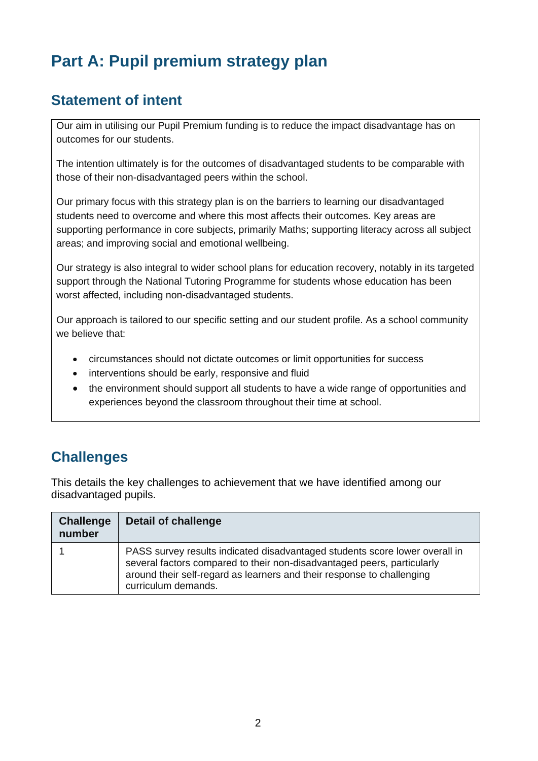# Part A: Pupil premium strategy plan

## Statement of intent

Our aim in utilising our Pupil Premium funding is to reduce the impact disadvantage has on outcomes for our students.

The intention ultimately is for the outcomes of disadvantaged students to be comparable with those of their non-disadvantaged peers within the school.

Our primary focus with this strategy plan is on the barriers to learning our disadvantaged students need to overcome and where this most affects their outcomes. Key areas are supporting performance in core subjects, primarily Maths; supporting literacy across all subject areas; and improving social and emotional wellbeing.

Our strategy is also integral to wider school plans for education recovery, notably in its targeted support through the National Tutoring Programme for students whose education has been worst affected, including non-disadvantaged students.

Our approach is tailored to our specific setting and our student profile. As a school community we believe that:

- circumstances should not dictate outcomes or limit opportunities for success
- interventions should be early, responsive and fluid
- the environment should support all students to have a wide range of opportunities and experiences beyond the classroom throughout their time at school.

## Challenges

This details the key challenges to achievement that we have identified among our disadvantaged pupils.

| Challenge number | Detail of challenge |
|---|---|
| 1 | PASS survey results indicated disadvantaged students score lower overall in several factors compared to their non-disadvantaged peers, particularly around their self-regard as learners and their response to challenging curriculum demands. |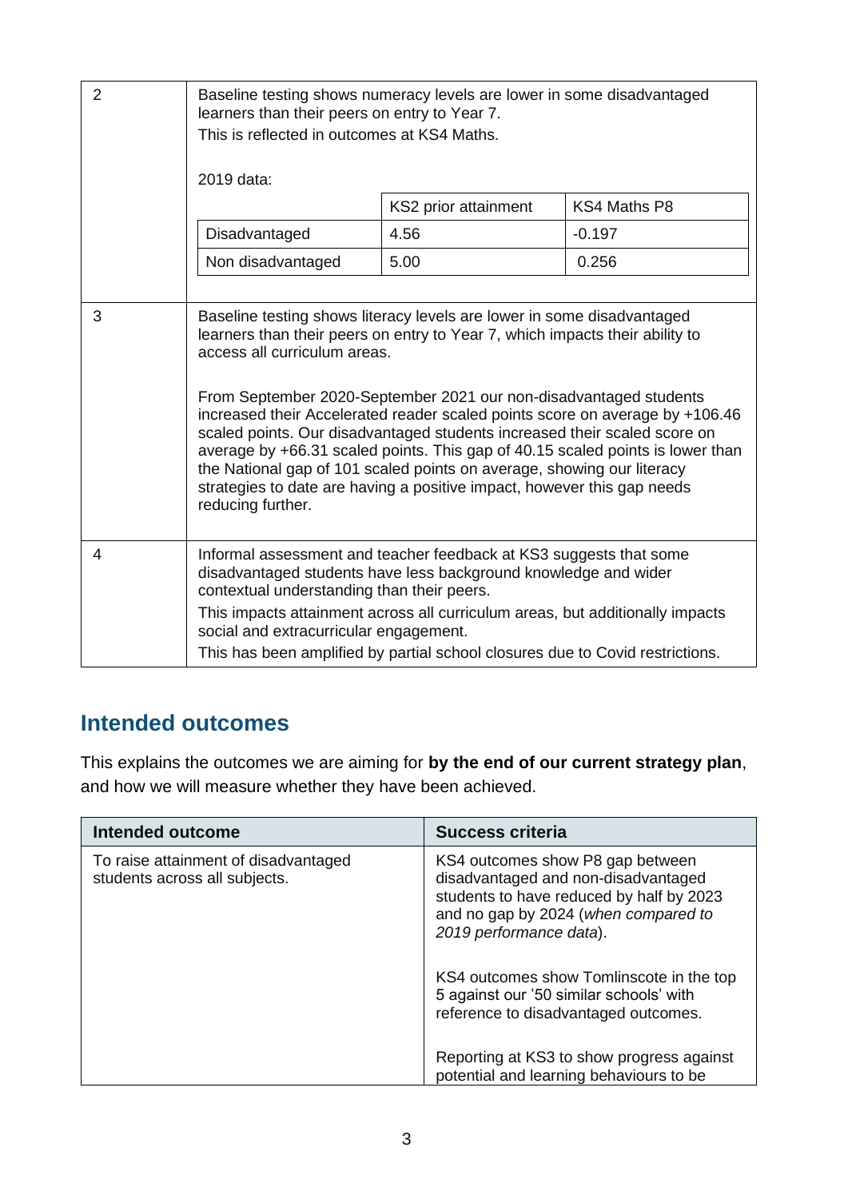| | |
|---|---|
| 2 | Baseline testing shows numeracy levels are lower in some disadvantaged learners than their peers on entry to Year 7.<br>This is reflected in outcomes at KS4 Maths.<br><br>2019 data:<br><br>\| \| KS2 prior attainment \| KS4 Maths P8 \|<br>\| Disadvantaged \| 4.56 \| -0.197 \|<br>\| Non disadvantaged \| 5.00 \| 0.256 \| |
| 3 | Baseline testing shows literacy levels are lower in some disadvantaged learners than their peers on entry to Year 7, which impacts their ability to access all curriculum areas.<br><br>From September 2020-September 2021 our non-disadvantaged students increased their Accelerated reader scaled points score on average by +106.46 scaled points. Our disadvantaged students increased their scaled score on average by +66.31 scaled points. This gap of 40.15 scaled points is lower than the National gap of 101 scaled points on average, showing our literacy strategies to date are having a positive impact, however this gap needs reducing further. |
| 4 | Informal assessment and teacher feedback at KS3 suggests that some disadvantaged students have less background knowledge and wider contextual understanding than their peers.<br>This impacts attainment across all curriculum areas, but additionally impacts social and extracurricular engagement.<br>This has been amplified by partial school closures due to Covid restrictions. |

## Intended outcomes

This explains the outcomes we are aiming for **by the end of our current strategy plan**, and how we will measure whether they have been achieved.

| Intended outcome | Success criteria |
|---|---|
| To raise attainment of disadvantaged students across all subjects. | KS4 outcomes show P8 gap between disadvantaged and non-disadvantaged students to have reduced by half by 2023 and no gap by 2024 (*when compared to 2019 performance data*).<br><br>KS4 outcomes show Tomlinscote in the top 5 against our '50 similar schools' with reference to disadvantaged outcomes.<br><br>Reporting at KS3 to show progress against potential and learning behaviours to be |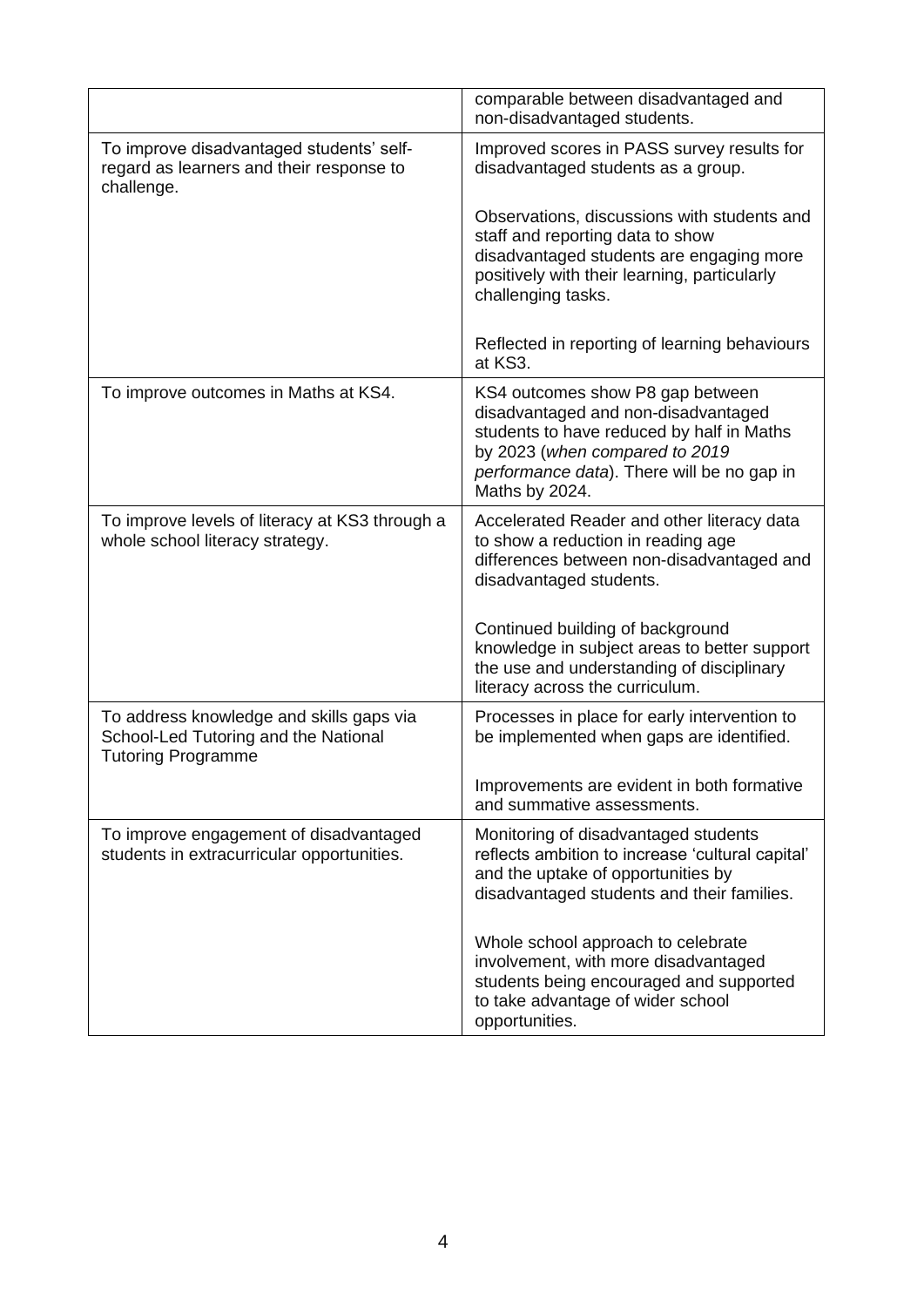| | |
|---|---|
| | comparable between disadvantaged and non-disadvantaged students. |
| To improve disadvantaged students' self-regard as learners and their response to challenge. | Improved scores in PASS survey results for disadvantaged students as a group.<br><br>Observations, discussions with students and staff and reporting data to show disadvantaged students are engaging more positively with their learning, particularly challenging tasks.<br><br>Reflected in reporting of learning behaviours at KS3. |
| To improve outcomes in Maths at KS4. | KS4 outcomes show P8 gap between disadvantaged and non-disadvantaged students to have reduced by half in Maths by 2023 (*when compared to 2019 performance data*). There will be no gap in Maths by 2024. |
| To improve levels of literacy at KS3 through a whole school literacy strategy. | Accelerated Reader and other literacy data to show a reduction in reading age differences between non-disadvantaged and disadvantaged students.<br><br>Continued building of background knowledge in subject areas to better support the use and understanding of disciplinary literacy across the curriculum. |
| To address knowledge and skills gaps via School-Led Tutoring and the National Tutoring Programme | Processes in place for early intervention to be implemented when gaps are identified.<br><br>Improvements are evident in both formative and summative assessments. |
| To improve engagement of disadvantaged students in extracurricular opportunities. | Monitoring of disadvantaged students reflects ambition to increase 'cultural capital' and the uptake of opportunities by disadvantaged students and their families.<br><br>Whole school approach to celebrate involvement, with more disadvantaged students being encouraged and supported to take advantage of wider school opportunities. |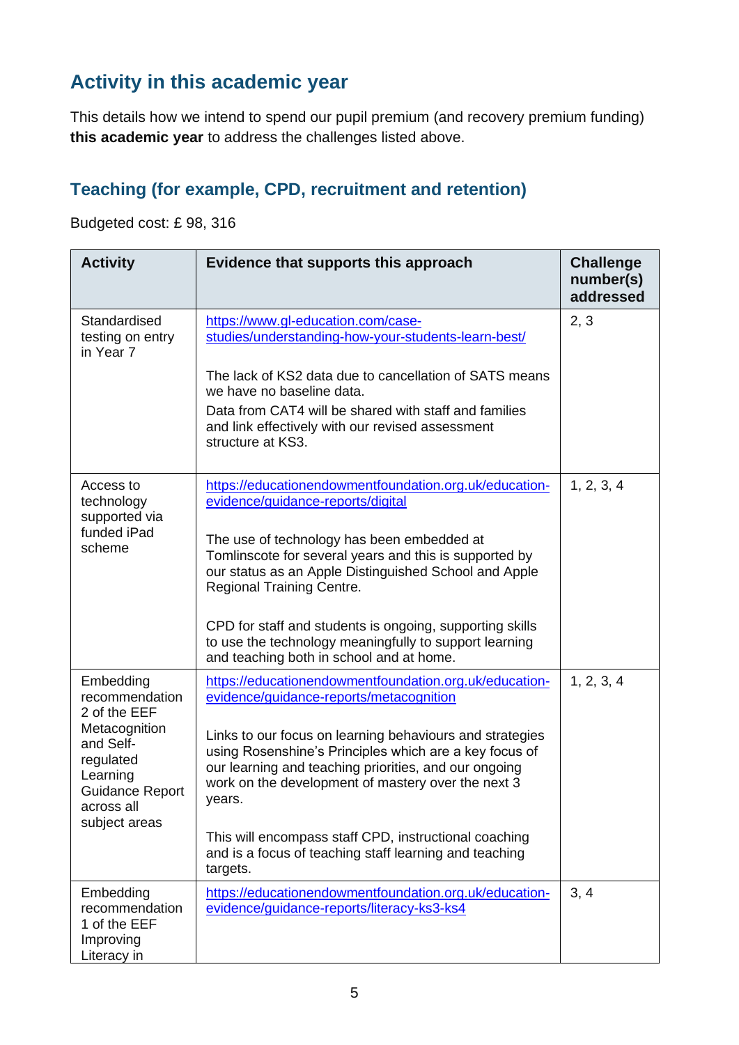## Activity in this academic year

This details how we intend to spend our pupil premium (and recovery premium funding) **this academic year** to address the challenges listed above.

### Teaching (for example, CPD, recruitment and retention)

Budgeted cost: £ 98, 316

| Activity | Evidence that supports this approach | Challenge number(s) addressed |
|---|---|---|
| Standardised testing on entry in Year 7 | https://www.gl-education.com/case-studies/understanding-how-your-students-learn-best/<br><br>The lack of KS2 data due to cancellation of SATS means we have no baseline data.<br>Data from CAT4 will be shared with staff and families and link effectively with our revised assessment structure at KS3. | 2, 3 |
| Access to technology supported via funded iPad scheme | https://educationendowmentfoundation.org.uk/education-evidence/guidance-reports/digital<br><br>The use of technology has been embedded at Tomlinscote for several years and this is supported by our status as an Apple Distinguished School and Apple Regional Training Centre.<br><br>CPD for staff and students is ongoing, supporting skills to use the technology meaningfully to support learning and teaching both in school and at home. | 1, 2, 3, 4 |
| Embedding recommendation 2 of the EEF Metacognition and Self-regulated Learning Guidance Report across all subject areas | https://educationendowmentfoundation.org.uk/education-evidence/guidance-reports/metacognition<br><br>Links to our focus on learning behaviours and strategies using Rosenshine's Principles which are a key focus of our learning and teaching priorities, and our ongoing work on the development of mastery over the next 3 years.<br><br>This will encompass staff CPD, instructional coaching and is a focus of teaching staff learning and teaching targets. | 1, 2, 3, 4 |
| Embedding recommendation 1 of the EEF Improving Literacy in | https://educationendowmentfoundation.org.uk/education-evidence/guidance-reports/literacy-ks3-ks4 | 3, 4 |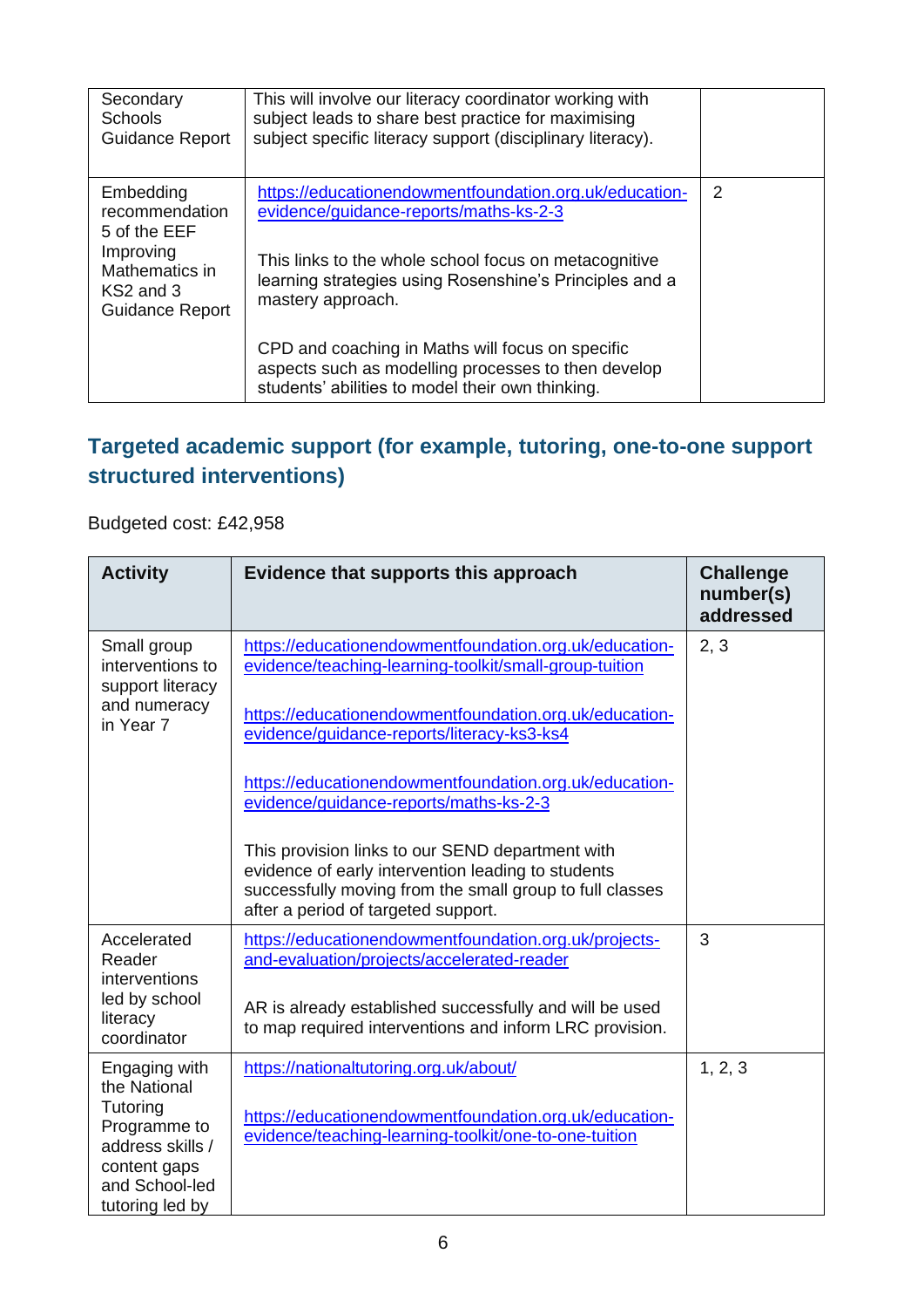| | | |
|---|---|---|
| Secondary Schools Guidance Report | This will involve our literacy coordinator working with subject leads to share best practice for maximising subject specific literacy support (disciplinary literacy). | |
| Embedding recommendation 5 of the EEF Improving Mathematics in KS2 and 3 Guidance Report | https://educationendowmentfoundation.org.uk/education-evidence/guidance-reports/maths-ks-2-3<br><br>This links to the whole school focus on metacognitive learning strategies using Rosenshine's Principles and a mastery approach.<br><br>CPD and coaching in Maths will focus on specific aspects such as modelling processes to then develop students' abilities to model their own thinking. | 2 |

## Targeted academic support (for example, tutoring, one-to-one support structured interventions)

Budgeted cost: £42,958

| Activity | Evidence that supports this approach | Challenge number(s) addressed |
|---|---|---|
| Small group interventions to support literacy and numeracy in Year 7 | https://educationendowmentfoundation.org.uk/education-evidence/teaching-learning-toolkit/small-group-tuition<br><br>https://educationendowmentfoundation.org.uk/education-evidence/guidance-reports/literacy-ks3-ks4<br><br>https://educationendowmentfoundation.org.uk/education-evidence/guidance-reports/maths-ks-2-3<br><br>This provision links to our SEND department with evidence of early intervention leading to students successfully moving from the small group to full classes after a period of targeted support. | 2, 3 |
| Accelerated Reader interventions led by school literacy coordinator | https://educationendowmentfoundation.org.uk/projects-and-evaluation/projects/accelerated-reader<br><br>AR is already established successfully and will be used to map required interventions and inform LRC provision. | 3 |
| Engaging with the National Tutoring Programme to address skills / content gaps and School-led tutoring led by | https://nationaltutoring.org.uk/about/<br><br>https://educationendowmentfoundation.org.uk/education-evidence/teaching-learning-toolkit/one-to-one-tuition | 1, 2, 3 |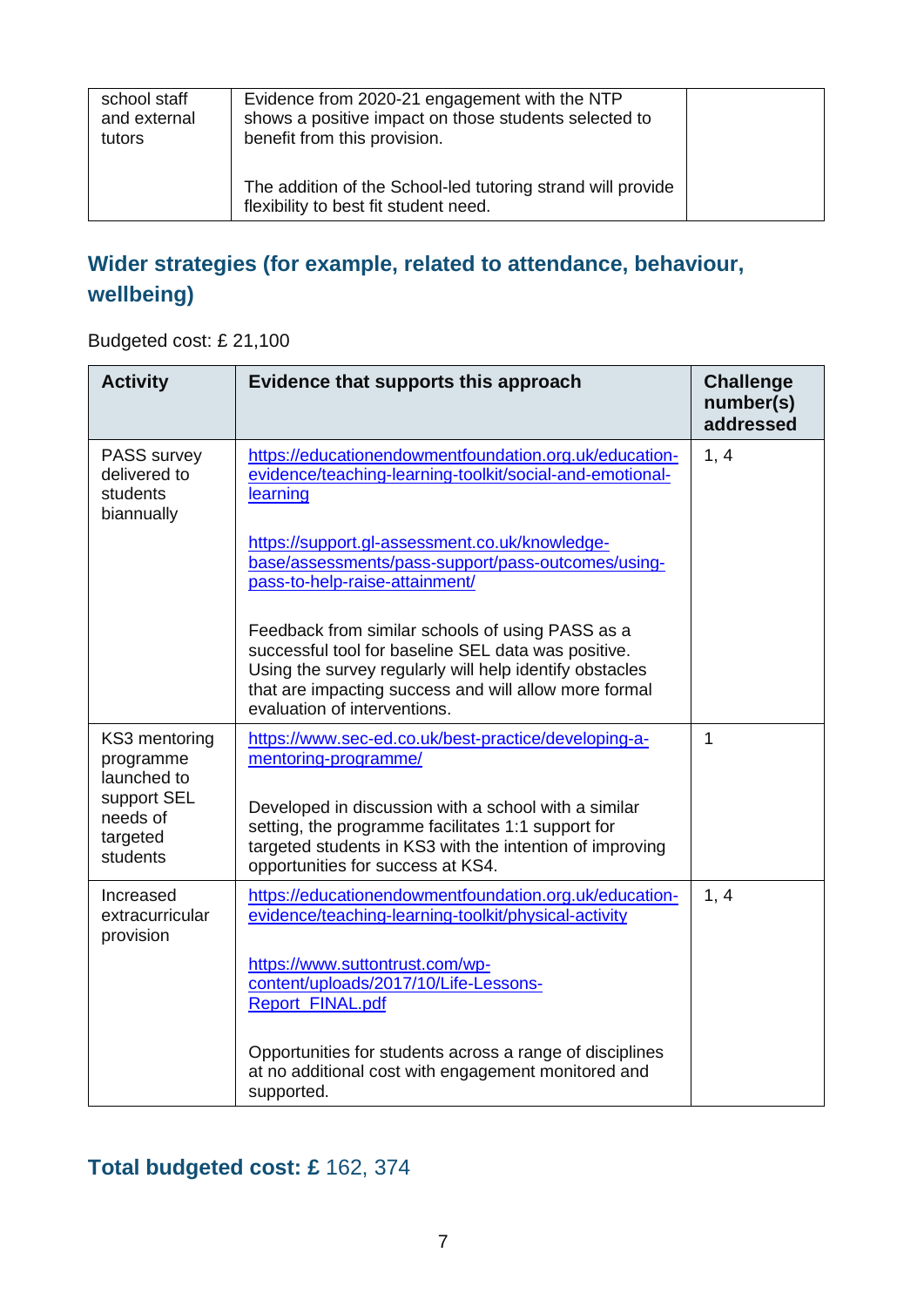| | | |
|---|---|---|
| school staff and external tutors | Evidence from 2020-21 engagement with the NTP shows a positive impact on those students selected to benefit from this provision.<br><br>The addition of the School-led tutoring strand will provide flexibility to best fit student need. | |

## Wider strategies (for example, related to attendance, behaviour, wellbeing)

Budgeted cost: £ 21,100

| Activity | Evidence that supports this approach | Challenge number(s) addressed |
|---|---|---|
| PASS survey delivered to students biannually | https://educationendowmentfoundation.org.uk/education-evidence/teaching-learning-toolkit/social-and-emotional-learning<br><br>https://support.gl-assessment.co.uk/knowledge-base/assessments/pass-support/pass-outcomes/using-pass-to-help-raise-attainment/<br><br>Feedback from similar schools of using PASS as a successful tool for baseline SEL data was positive. Using the survey regularly will help identify obstacles that are impacting success and will allow more formal evaluation of interventions. | 1, 4 |
| KS3 mentoring programme launched to support SEL needs of targeted students | https://www.sec-ed.co.uk/best-practice/developing-a-mentoring-programme/<br><br>Developed in discussion with a school with a similar setting, the programme facilitates 1:1 support for targeted students in KS3 with the intention of improving opportunities for success at KS4. | 1 |
| Increased extracurricular provision | https://educationendowmentfoundation.org.uk/education-evidence/teaching-learning-toolkit/physical-activity<br><br>https://www.suttontrust.com/wp-content/uploads/2017/10/Life-Lessons-Report_FINAL.pdf<br><br>Opportunities for students across a range of disciplines at no additional cost with engagement monitored and supported. | 1, 4 |

## Total budgeted cost: £ 162, 374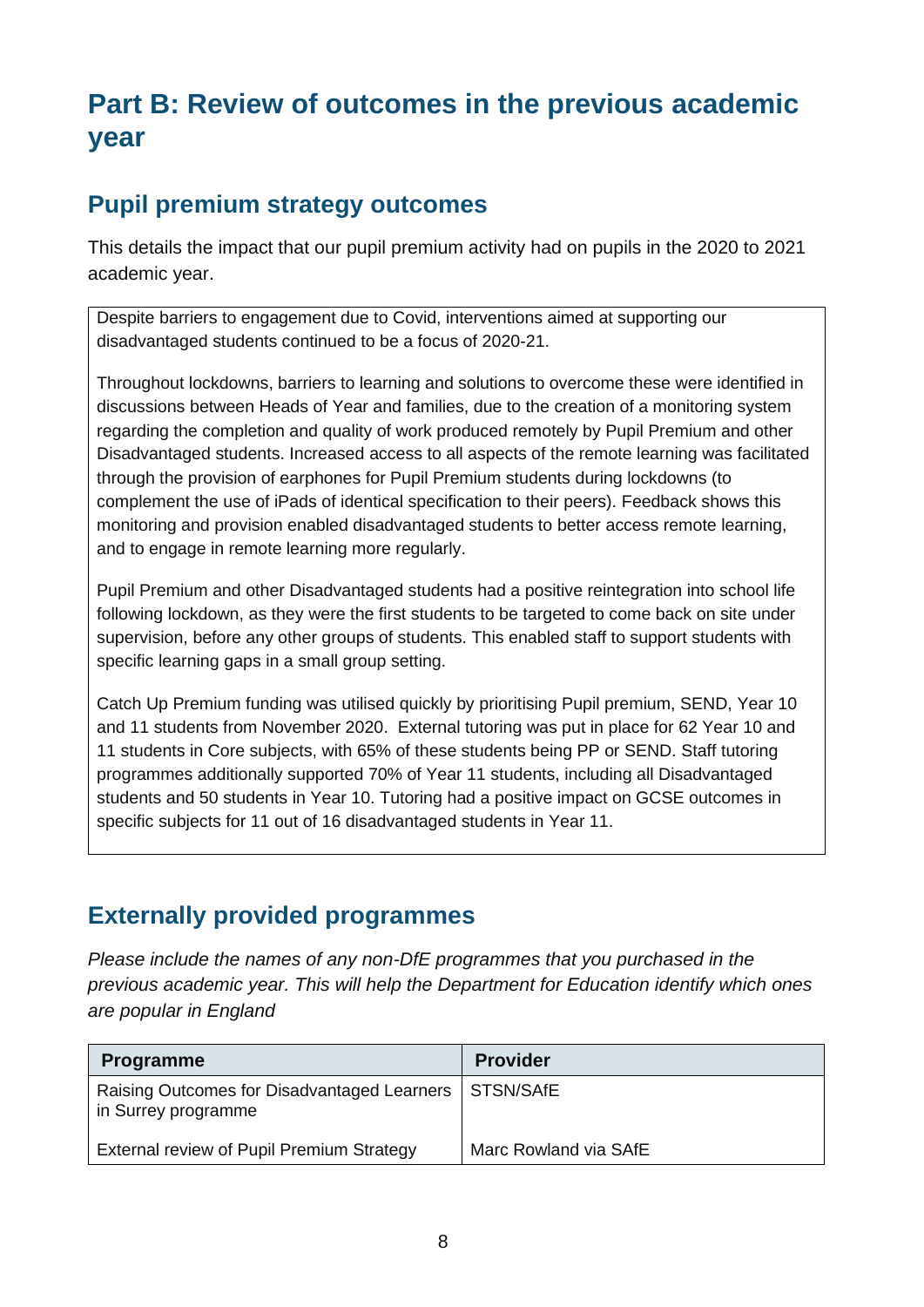# Part B: Review of outcomes in the previous academic year

## Pupil premium strategy outcomes

This details the impact that our pupil premium activity had on pupils in the 2020 to 2021 academic year.

Despite barriers to engagement due to Covid, interventions aimed at supporting our disadvantaged students continued to be a focus of 2020-21.

Throughout lockdowns, barriers to learning and solutions to overcome these were identified in discussions between Heads of Year and families, due to the creation of a monitoring system regarding the completion and quality of work produced remotely by Pupil Premium and other Disadvantaged students. Increased access to all aspects of the remote learning was facilitated through the provision of earphones for Pupil Premium students during lockdowns (to complement the use of iPads of identical specification to their peers). Feedback shows this monitoring and provision enabled disadvantaged students to better access remote learning, and to engage in remote learning more regularly.

Pupil Premium and other Disadvantaged students had a positive reintegration into school life following lockdown, as they were the first students to be targeted to come back on site under supervision, before any other groups of students. This enabled staff to support students with specific learning gaps in a small group setting.

Catch Up Premium funding was utilised quickly by prioritising Pupil premium, SEND, Year 10 and 11 students from November 2020. External tutoring was put in place for 62 Year 10 and 11 students in Core subjects, with 65% of these students being PP or SEND. Staff tutoring programmes additionally supported 70% of Year 11 students, including all Disadvantaged students and 50 students in Year 10. Tutoring had a positive impact on GCSE outcomes in specific subjects for 11 out of 16 disadvantaged students in Year 11.

## Externally provided programmes

*Please include the names of any non-DfE programmes that you purchased in the previous academic year. This will help the Department for Education identify which ones are popular in England*

| Programme | Provider |
|---|---|
| Raising Outcomes for Disadvantaged Learners in Surrey programme | STSN/SAfE |
| External review of Pupil Premium Strategy | Marc Rowland via SAfE |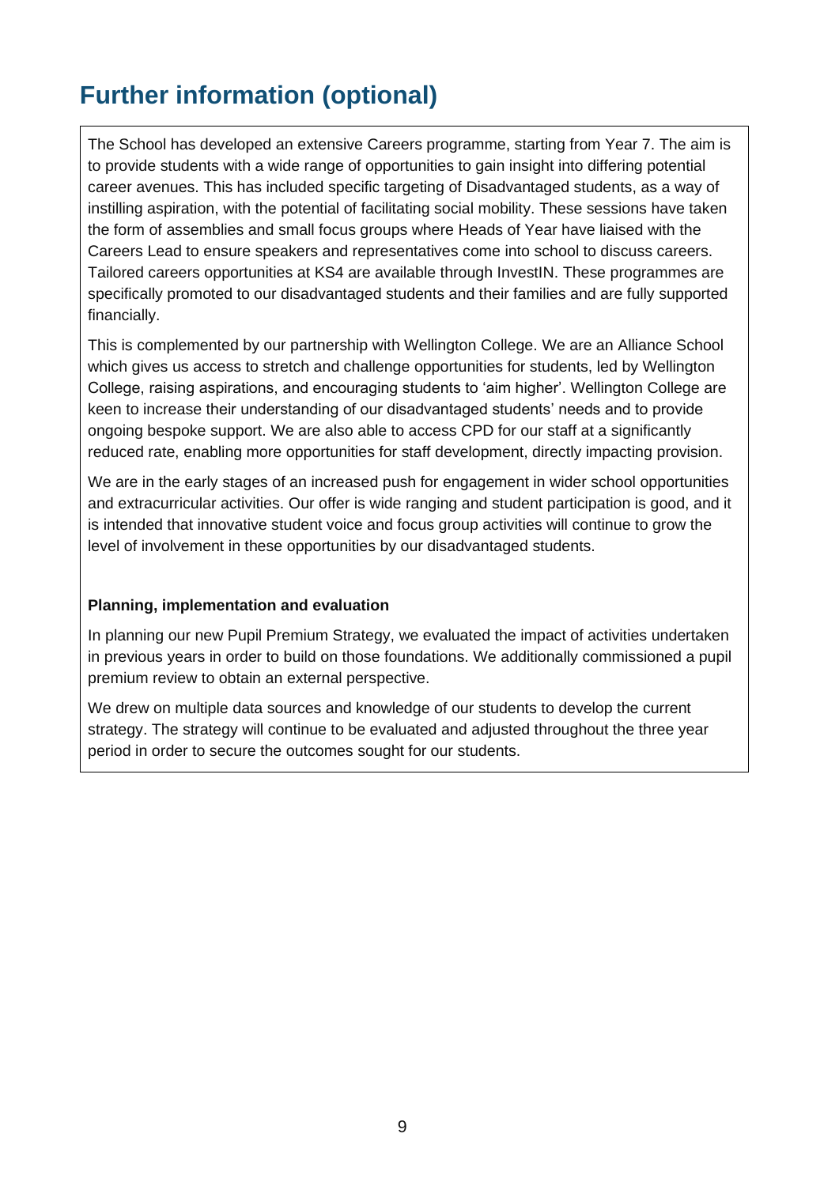# Further information (optional)

The School has developed an extensive Careers programme, starting from Year 7. The aim is to provide students with a wide range of opportunities to gain insight into differing potential career avenues. This has included specific targeting of Disadvantaged students, as a way of instilling aspiration, with the potential of facilitating social mobility. These sessions have taken the form of assemblies and small focus groups where Heads of Year have liaised with the Careers Lead to ensure speakers and representatives come into school to discuss careers. Tailored careers opportunities at KS4 are available through InvestIN. These programmes are specifically promoted to our disadvantaged students and their families and are fully supported financially.

This is complemented by our partnership with Wellington College. We are an Alliance School which gives us access to stretch and challenge opportunities for students, led by Wellington College, raising aspirations, and encouraging students to 'aim higher'. Wellington College are keen to increase their understanding of our disadvantaged students' needs and to provide ongoing bespoke support. We are also able to access CPD for our staff at a significantly reduced rate, enabling more opportunities for staff development, directly impacting provision.

We are in the early stages of an increased push for engagement in wider school opportunities and extracurricular activities. Our offer is wide ranging and student participation is good, and it is intended that innovative student voice and focus group activities will continue to grow the level of involvement in these opportunities by our disadvantaged students.

**Planning, implementation and evaluation**

In planning our new Pupil Premium Strategy, we evaluated the impact of activities undertaken in previous years in order to build on those foundations. We additionally commissioned a pupil premium review to obtain an external perspective.

We drew on multiple data sources and knowledge of our students to develop the current strategy. The strategy will continue to be evaluated and adjusted throughout the three year period in order to secure the outcomes sought for our students.